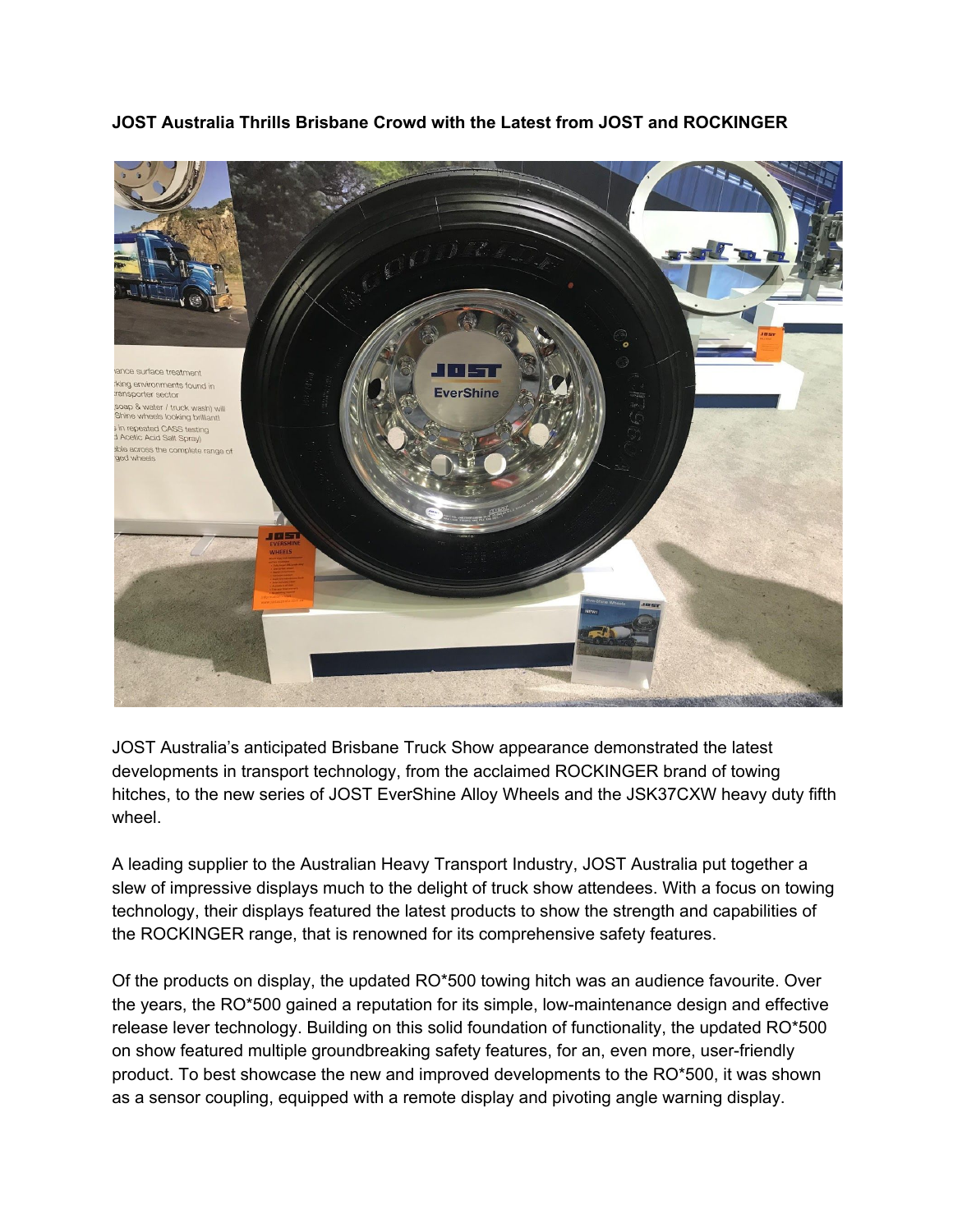**JOST Australia Thrills Brisbane Crowd with the Latest from JOST and ROCKINGER**

JOST Australia's anticipated Brisbane Truck Show appearance demonstrated the latest developments in transport technology, from the acclaimed ROCKINGER brand of towing hitches, to the new series of JOST EverShine Alloy Wheels and the JSK37CXW heavy duty fifth wheel.

A leading supplier to the Australian Heavy Transport Industry, JOST Australia put together a slew of impressive displays much to the delight of truck show attendees. With a focus on towing technology, their displays featured the latest products to show the strength and capabilities of the ROCKINGER range, that is renowned for its comprehensive safety features.

Of the products on display, the updated RO*500 towing hitch was an audience favourite. Over the years, the RO*500 gained a reputation for its simple, low-maintenance design and effective release lever technology. Building on this solid foundation of functionality, the updated RO*500 on show featured multiple groundbreaking safety features, for an, even more, user-friendly product. To best showcase the new and improved developments to the RO*500, it was shown as a sensor coupling, equipped with a remote display and pivoting angle warning display.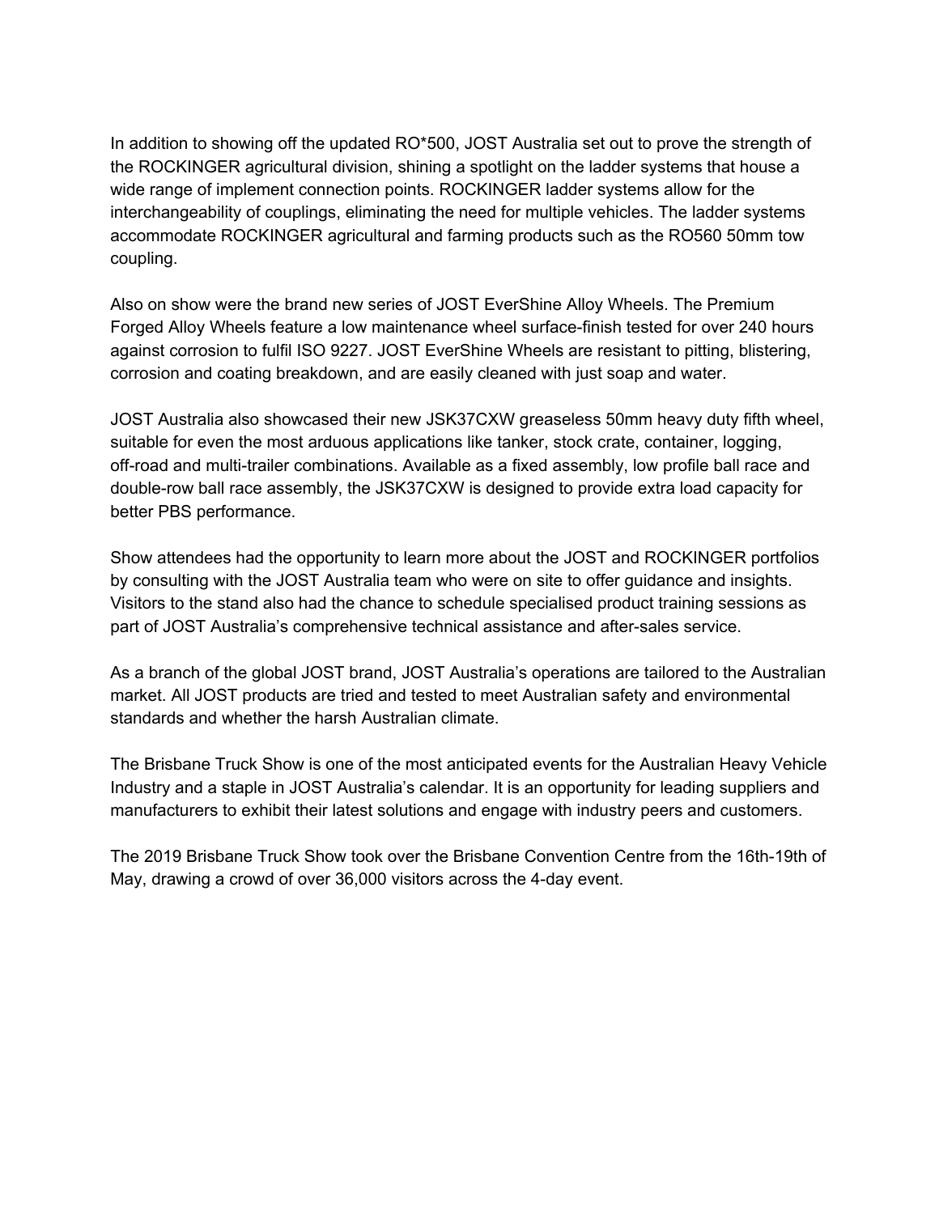In addition to showing off the updated RO*500, JOST Australia set out to prove the strength of the ROCKINGER agricultural division, shining a spotlight on the ladder systems that house a wide range of implement connection points. ROCKINGER ladder systems allow for the interchangeability of couplings, eliminating the need for multiple vehicles. The ladder systems accommodate ROCKINGER agricultural and farming products such as the RO560 50mm tow coupling.

Also on show were the brand new series of JOST EverShine Alloy Wheels. The Premium Forged Alloy Wheels feature a low maintenance wheel surface-finish tested for over 240 hours against corrosion to fulfil ISO 9227. JOST EverShine Wheels are resistant to pitting, blistering, corrosion and coating breakdown, and are easily cleaned with just soap and water.

JOST Australia also showcased their new JSK37CXW greaseless 50mm heavy duty fifth wheel, suitable for even the most arduous applications like tanker, stock crate, container, logging, off-road and multi-trailer combinations. Available as a fixed assembly, low profile ball race and double-row ball race assembly, the JSK37CXW is designed to provide extra load capacity for better PBS performance.

Show attendees had the opportunity to learn more about the JOST and ROCKINGER portfolios by consulting with the JOST Australia team who were on site to offer guidance and insights. Visitors to the stand also had the chance to schedule specialised product training sessions as part of JOST Australia's comprehensive technical assistance and after-sales service.

As a branch of the global JOST brand, JOST Australia's operations are tailored to the Australian market. All JOST products are tried and tested to meet Australian safety and environmental standards and whether the harsh Australian climate.

The Brisbane Truck Show is one of the most anticipated events for the Australian Heavy Vehicle Industry and a staple in JOST Australia's calendar. It is an opportunity for leading suppliers and manufacturers to exhibit their latest solutions and engage with industry peers and customers.

The 2019 Brisbane Truck Show took over the Brisbane Convention Centre from the 16th-19th of May, drawing a crowd of over 36,000 visitors across the 4-day event.